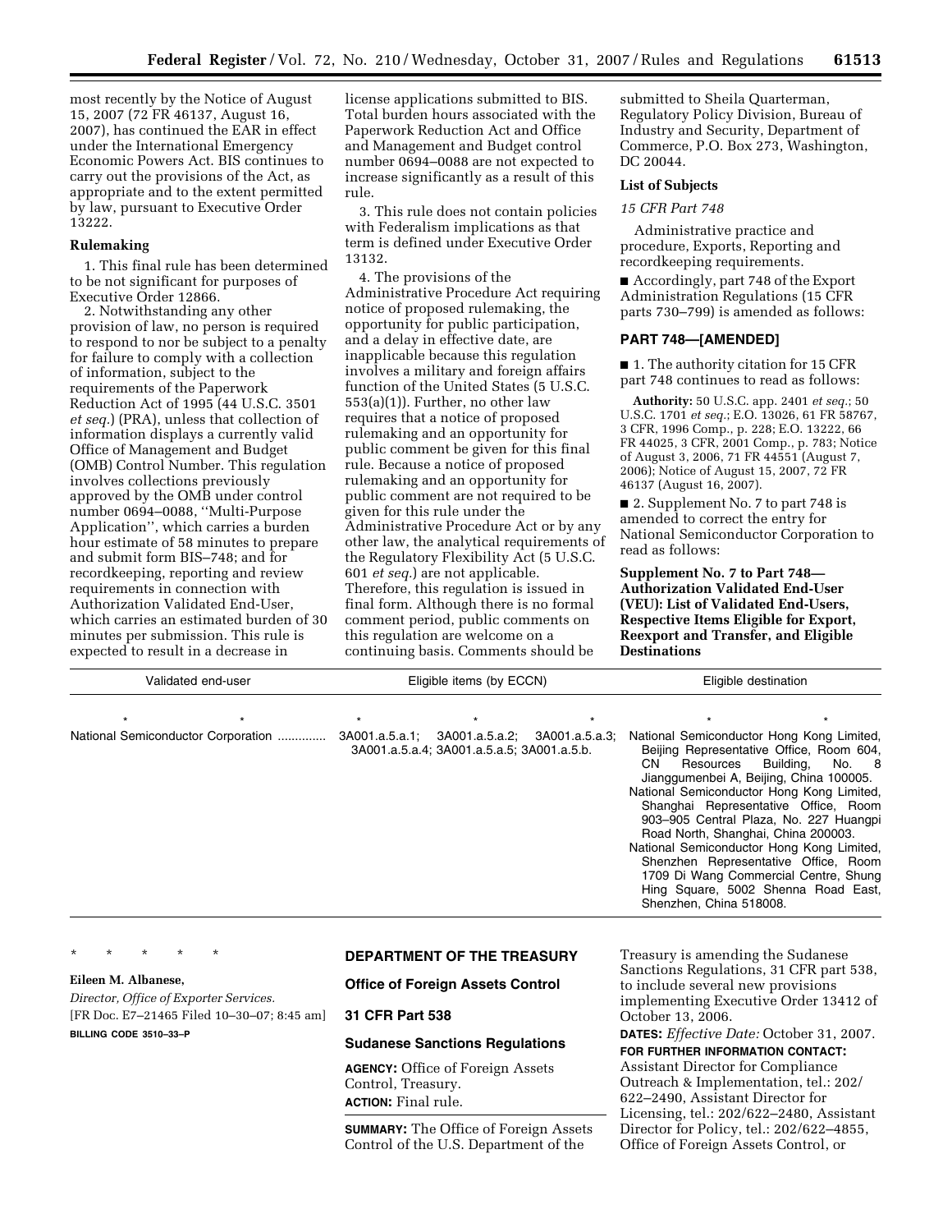most recently by the Notice of August 15, 2007 (72 FR 46137, August 16, 2007), has continued the EAR in effect under the International Emergency Economic Powers Act. BIS continues to carry out the provisions of the Act, as appropriate and to the extent permitted by law, pursuant to Executive Order 13222.

**Rulemaking**

1. This final rule has been determined to be not significant for purposes of Executive Order 12866.

2. Notwithstanding any other provision of law, no person is required to respond to nor be subject to a penalty for failure to comply with a collection of information, subject to the requirements of the Paperwork Reduction Act of 1995 (44 U.S.C. 3501 *et seq.*) (PRA), unless that collection of information displays a currently valid Office of Management and Budget (OMB) Control Number. This regulation involves collections previously approved by the OMB under control number 0694–0088, ''Multi-Purpose Application'', which carries a burden hour estimate of 58 minutes to prepare and submit form BIS–748; and for recordkeeping, reporting and review requirements in connection with Authorization Validated End-User, which carries an estimated burden of 30 minutes per submission. This rule is expected to result in a decrease in license applications submitted to BIS. Total burden hours associated with the Paperwork Reduction Act and Office and Management and Budget control number 0694–0088 are not expected to increase significantly as a result of this rule.

3. This rule does not contain policies with Federalism implications as that term is defined under Executive Order 13132.

4. The provisions of the Administrative Procedure Act requiring notice of proposed rulemaking, the opportunity for public participation, and a delay in effective date, are inapplicable because this regulation involves a military and foreign affairs function of the United States (5 U.S.C. 553(a)(1)). Further, no other law requires that a notice of proposed rulemaking and an opportunity for public comment be given for this final rule. Because a notice of proposed rulemaking and an opportunity for public comment are not required to be given for this rule under the Administrative Procedure Act or by any other law, the analytical requirements of the Regulatory Flexibility Act (5 U.S.C. 601 *et seq.*) are not applicable. Therefore, this regulation is issued in final form. Although there is no formal comment period, public comments on this regulation are welcome on a continuing basis. Comments should be submitted to Sheila Quarterman, Regulatory Policy Division, Bureau of Industry and Security, Department of Commerce, P.O. Box 273, Washington, DC 20044.

**List of Subjects**

*15 CFR Part 748*

Administrative practice and procedure, Exports, Reporting and recordkeeping requirements.

■ Accordingly, part 748 of the Export Administration Regulations (15 CFR parts 730–799) is amended as follows:

**PART 748—[AMENDED]**

■ 1. The authority citation for 15 CFR part 748 continues to read as follows:

**Authority:** 50 U.S.C. app. 2401 *et seq.*; 50 U.S.C. 1701 *et seq.*; E.O. 13026, 61 FR 58767, 3 CFR, 1996 Comp., p. 228; E.O. 13222, 66 FR 44025, 3 CFR, 2001 Comp., p. 783; Notice of August 3, 2006, 71 FR 44551 (August 7, 2006); Notice of August 15, 2007, 72 FR 46137 (August 16, 2007).

■ 2. Supplement No. 7 to part 748 is amended to correct the entry for National Semiconductor Corporation to read as follows:

**Supplement No. 7 to Part 748—Authorization Validated End-User (VEU): List of Validated End-Users, Respective Items Eligible for Export, Reexport and Transfer, and Eligible Destinations**

| Validated end-user | Eligible items (by ECCN) | Eligible destination |
|---|---|---|
| * * | * * * | * * |
| National Semiconductor Corporation | 3A001.a.5.a.1; 3A001.a.5.a.2; 3A001.a.5.a.3; 3A001.a.5.a.4; 3A001.a.5.a.5; 3A001.a.5.b. | National Semiconductor Hong Kong Limited, Beijing Representative Office, Room 604, CN Resources Building, No. 8 Jianggumenbei A, Beijing, China 100005.<br>National Semiconductor Hong Kong Limited, Shanghai Representative Office, Room 903–905 Central Plaza, No. 227 Huangpi Road North, Shanghai, China 200003.<br>National Semiconductor Hong Kong Limited, Shenzhen Representative Office, Room 1709 Di Wang Commercial Centre, Shung Hing Square, 5002 Shenna Road East, Shenzhen, China 518008. |

\* \* \* \* \*

**Eileen M. Albanese,**

*Director, Office of Exporter Services.*

[FR Doc. E7–21465 Filed 10–30–07; 8:45 am]

**BILLING CODE 3510–33–P**

## DEPARTMENT OF THE TREASURY

### Office of Foreign Assets Control

### 31 CFR Part 538

### Sudanese Sanctions Regulations

**AGENCY:** Office of Foreign Assets Control, Treasury.

**ACTION:** Final rule.

**SUMMARY:** The Office of Foreign Assets Control of the U.S. Department of the Treasury is amending the Sudanese Sanctions Regulations, 31 CFR part 538, to include several new provisions implementing Executive Order 13412 of October 13, 2006.

**DATES:** *Effective Date:* October 31, 2007.

**FOR FURTHER INFORMATION CONTACT:** Assistant Director for Compliance Outreach & Implementation, tel.: 202/622–2490, Assistant Director for Licensing, tel.: 202/622–2480, Assistant Director for Policy, tel.: 202/622–4855, Office of Foreign Assets Control, or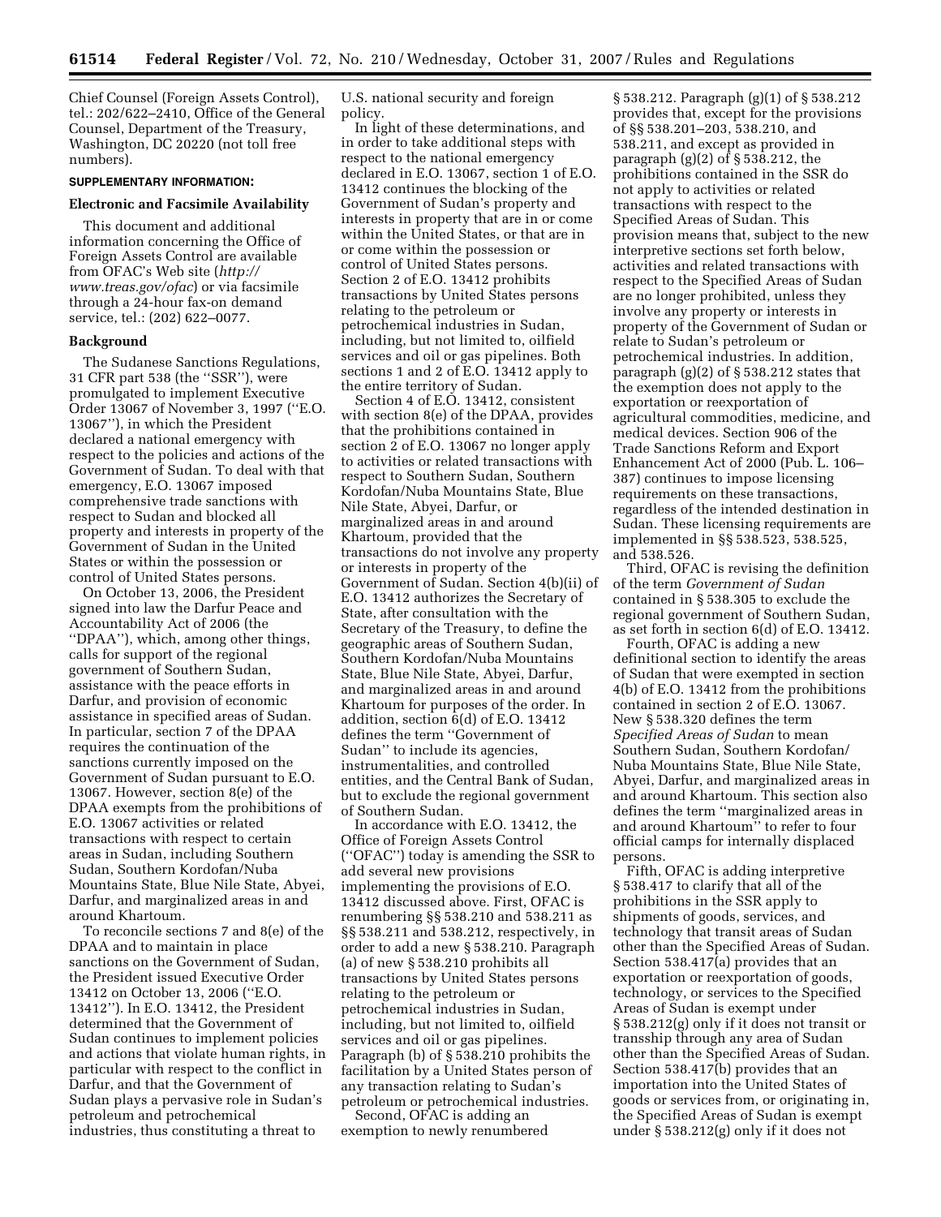Chief Counsel (Foreign Assets Control), tel.: 202/622–2410, Office of the General Counsel, Department of the Treasury, Washington, DC 20220 (not toll free numbers).

**SUPPLEMENTARY INFORMATION:**

### Electronic and Facsimile Availability

This document and additional information concerning the Office of Foreign Assets Control are available from OFAC's Web site (*http://www.treas.gov/ofac*) or via facsimile through a 24-hour fax-on demand service, tel.: (202) 622–0077.

### Background

The Sudanese Sanctions Regulations, 31 CFR part 538 (the ''SSR''), were promulgated to implement Executive Order 13067 of November 3, 1997 (''E.O. 13067''), in which the President declared a national emergency with respect to the policies and actions of the Government of Sudan. To deal with that emergency, E.O. 13067 imposed comprehensive trade sanctions with respect to Sudan and blocked all property and interests in property of the Government of Sudan in the United States or within the possession or control of United States persons.

On October 13, 2006, the President signed into law the Darfur Peace and Accountability Act of 2006 (the ''DPAA''), which, among other things, calls for support of the regional government of Southern Sudan, assistance with the peace efforts in Darfur, and provision of economic assistance in specified areas of Sudan. In particular, section 7 of the DPAA requires the continuation of the sanctions currently imposed on the Government of Sudan pursuant to E.O. 13067. However, section 8(e) of the DPAA exempts from the prohibitions of E.O. 13067 activities or related transactions with respect to certain areas in Sudan, including Southern Sudan, Southern Kordofan/Nuba Mountains State, Blue Nile State, Abyei, Darfur, and marginalized areas in and around Khartoum.

To reconcile sections 7 and 8(e) of the DPAA and to maintain in place sanctions on the Government of Sudan, the President issued Executive Order 13412 on October 13, 2006 (''E.O. 13412''). In E.O. 13412, the President determined that the Government of Sudan continues to implement policies and actions that violate human rights, in particular with respect to the conflict in Darfur, and that the Government of Sudan plays a pervasive role in Sudan's petroleum and petrochemical industries, thus constituting a threat to U.S. national security and foreign policy.

In light of these determinations, and in order to take additional steps with respect to the national emergency declared in E.O. 13067, section 1 of E.O. 13412 continues the blocking of the Government of Sudan's property and interests in property that are in or come within the United States, or that are in or come within the possession or control of United States persons. Section 2 of E.O. 13412 prohibits transactions by United States persons relating to the petroleum or petrochemical industries in Sudan, including, but not limited to, oilfield services and oil or gas pipelines. Both sections 1 and 2 of E.O. 13412 apply to the entire territory of Sudan.

Section 4 of E.O. 13412, consistent with section 8(e) of the DPAA, provides that the prohibitions contained in section 2 of E.O. 13067 no longer apply to activities or related transactions with respect to Southern Sudan, Southern Kordofan/Nuba Mountains State, Blue Nile State, Abyei, Darfur, or marginalized areas in and around Khartoum, provided that the transactions do not involve any property or interests in property of the Government of Sudan. Section 4(b)(ii) of E.O. 13412 authorizes the Secretary of State, after consultation with the Secretary of the Treasury, to define the geographic areas of Southern Sudan, Southern Kordofan/Nuba Mountains State, Blue Nile State, Abyei, Darfur, and marginalized areas in and around Khartoum for purposes of the order. In addition, section 6(d) of E.O. 13412 defines the term ''Government of Sudan'' to include its agencies, instrumentalities, and controlled entities, and the Central Bank of Sudan, but to exclude the regional government of Southern Sudan.

In accordance with E.O. 13412, the Office of Foreign Assets Control (''OFAC'') today is amending the SSR to add several new provisions implementing the provisions of E.O. 13412 discussed above. First, OFAC is renumbering §§ 538.210 and 538.211 as §§ 538.211 and 538.212, respectively, in order to add a new § 538.210. Paragraph (a) of new § 538.210 prohibits all transactions by United States persons relating to the petroleum or petrochemical industries in Sudan, including, but not limited to, oilfield services and oil or gas pipelines. Paragraph (b) of § 538.210 prohibits the facilitation by a United States person of any transaction relating to Sudan's petroleum or petrochemical industries.

Second, OFAC is adding an exemption to newly renumbered § 538.212. Paragraph (g)(1) of § 538.212 provides that, except for the provisions of §§ 538.201–203, 538.210, and 538.211, and except as provided in paragraph (g)(2) of § 538.212, the prohibitions contained in the SSR do not apply to activities or related transactions with respect to the Specified Areas of Sudan. This provision means that, subject to the new interpretive sections set forth below, activities and related transactions with respect to the Specified Areas of Sudan are no longer prohibited, unless they involve any property or interests in property of the Government of Sudan or relate to Sudan's petroleum or petrochemical industries. In addition, paragraph (g)(2) of § 538.212 states that the exemption does not apply to the exportation or reexportation of agricultural commodities, medicine, and medical devices. Section 906 of the Trade Sanctions Reform and Export Enhancement Act of 2000 (Pub. L. 106–387) continues to impose licensing requirements on these transactions, regardless of the intended destination in Sudan. These licensing requirements are implemented in §§ 538.523, 538.525, and 538.526.

Third, OFAC is revising the definition of the term *Government of Sudan* contained in § 538.305 to exclude the regional government of Southern Sudan, as set forth in section 6(d) of E.O. 13412.

Fourth, OFAC is adding a new definitional section to identify the areas of Sudan that were exempted in section 4(b) of E.O. 13412 from the prohibitions contained in section 2 of E.O. 13067. New § 538.320 defines the term *Specified Areas of Sudan* to mean Southern Sudan, Southern Kordofan/Nuba Mountains State, Blue Nile State, Abyei, Darfur, and marginalized areas in and around Khartoum. This section also defines the term ''marginalized areas in and around Khartoum'' to refer to four official camps for internally displaced persons.

Fifth, OFAC is adding interpretive § 538.417 to clarify that all of the prohibitions in the SSR apply to shipments of goods, services, and technology that transit areas of Sudan other than the Specified Areas of Sudan. Section 538.417(a) provides that an exportation or reexportation of goods, technology, or services to the Specified Areas of Sudan is exempt under § 538.212(g) only if it does not transit or transship through any area of Sudan other than the Specified Areas of Sudan. Section 538.417(b) provides that an importation into the United States of goods or services from, or originating in, the Specified Areas of Sudan is exempt under § 538.212(g) only if it does not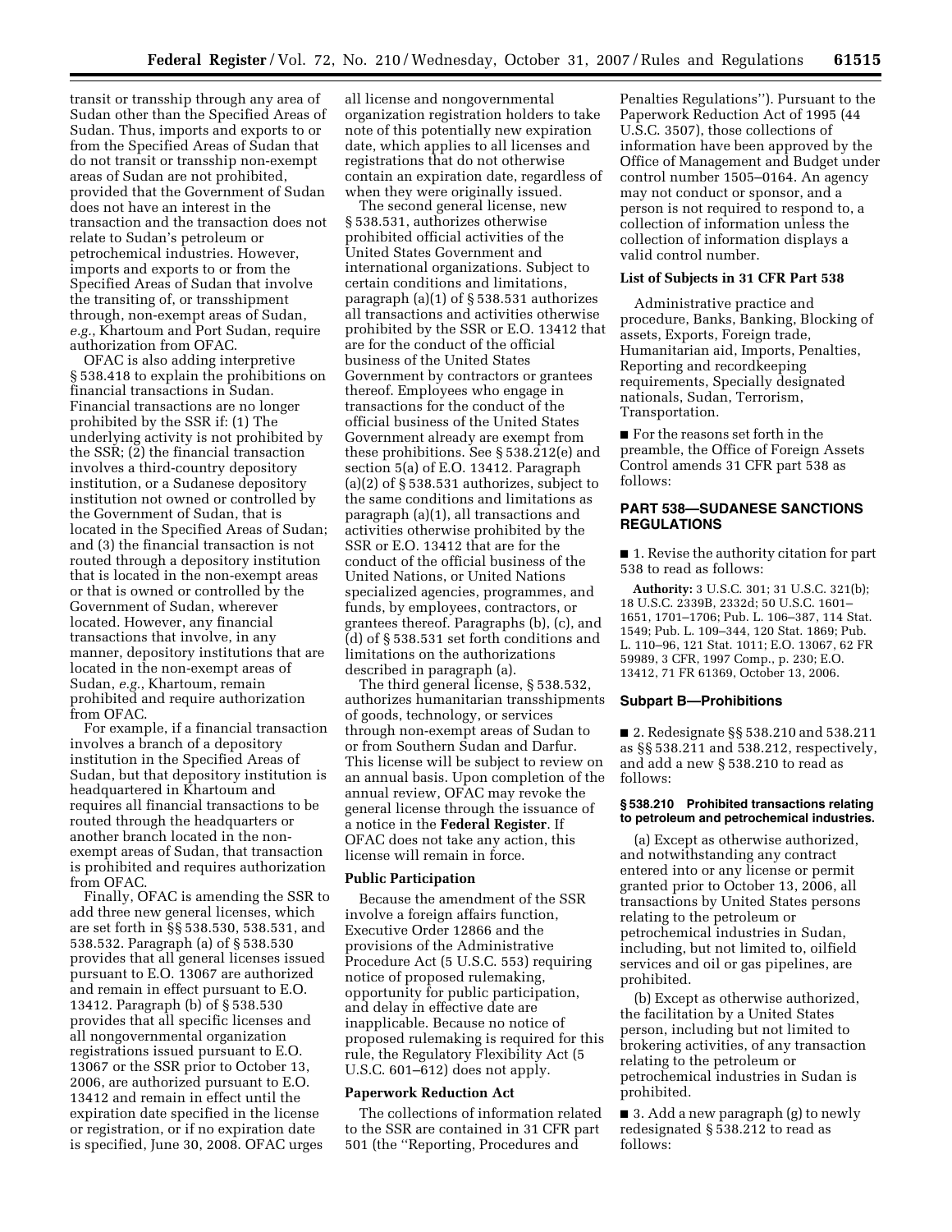transit or transship through any area of Sudan other than the Specified Areas of Sudan. Thus, imports and exports to or from the Specified Areas of Sudan that do not transit or transship non-exempt areas of Sudan are not prohibited, provided that the Government of Sudan does not have an interest in the transaction and the transaction does not relate to Sudan's petroleum or petrochemical industries. However, imports and exports to or from the Specified Areas of Sudan that involve the transiting of, or transshipment through, non-exempt areas of Sudan, *e.g.*, Khartoum and Port Sudan, require authorization from OFAC.

OFAC is also adding interpretive § 538.418 to explain the prohibitions on financial transactions in Sudan. Financial transactions are no longer prohibited by the SSR if: (1) The underlying activity is not prohibited by the SSR; (2) the financial transaction involves a third-country depository institution, or a Sudanese depository institution not owned or controlled by the Government of Sudan, that is located in the Specified Areas of Sudan; and (3) the financial transaction is not routed through a depository institution that is located in the non-exempt areas or that is owned or controlled by the Government of Sudan, wherever located. However, any financial transactions that involve, in any manner, depository institutions that are located in the non-exempt areas of Sudan, *e.g.*, Khartoum, remain prohibited and require authorization from OFAC.

For example, if a financial transaction involves a branch of a depository institution in the Specified Areas of Sudan, but that depository institution is headquartered in Khartoum and requires all financial transactions to be routed through the headquarters or another branch located in the non-exempt areas of Sudan, that transaction is prohibited and requires authorization from OFAC.

Finally, OFAC is amending the SSR to add three new general licenses, which are set forth in §§ 538.530, 538.531, and 538.532. Paragraph (a) of § 538.530 provides that all general licenses issued pursuant to E.O. 13067 are authorized and remain in effect pursuant to E.O. 13412. Paragraph (b) of § 538.530 provides that all specific licenses and all nongovernmental organization registrations issued pursuant to E.O. 13067 or the SSR prior to October 13, 2006, are authorized pursuant to E.O. 13412 and remain in effect until the expiration date specified in the license or registration, or if no expiration date is specified, June 30, 2008. OFAC urges all license and nongovernmental organization registration holders to take note of this potentially new expiration date, which applies to all licenses and registrations that do not otherwise contain an expiration date, regardless of when they were originally issued.

The second general license, new § 538.531, authorizes otherwise prohibited official activities of the United States Government and international organizations. Subject to certain conditions and limitations, paragraph (a)(1) of § 538.531 authorizes all transactions and activities otherwise prohibited by the SSR or E.O. 13412 that are for the conduct of the official business of the United States Government by contractors or grantees thereof. Employees who engage in transactions for the conduct of the official business of the United States Government already are exempt from these prohibitions. See § 538.212(e) and section 5(a) of E.O. 13412. Paragraph (a)(2) of § 538.531 authorizes, subject to the same conditions and limitations as paragraph (a)(1), all transactions and activities otherwise prohibited by the SSR or E.O. 13412 that are for the conduct of the official business of the United Nations, or United Nations specialized agencies, programmes, and funds, by employees, contractors, or grantees thereof. Paragraphs (b), (c), and (d) of § 538.531 set forth conditions and limitations on the authorizations described in paragraph (a).

The third general license, § 538.532, authorizes humanitarian transshipments of goods, technology, or services through non-exempt areas of Sudan to or from Southern Sudan and Darfur. This license will be subject to review on an annual basis. Upon completion of the annual review, OFAC may revoke the general license through the issuance of a notice in the **Federal Register**. If OFAC does not take any action, this license will remain in force.

**Public Participation**

Because the amendment of the SSR involve a foreign affairs function, Executive Order 12866 and the provisions of the Administrative Procedure Act (5 U.S.C. 553) requiring notice of proposed rulemaking, opportunity for public participation, and delay in effective date are inapplicable. Because no notice of proposed rulemaking is required for this rule, the Regulatory Flexibility Act (5 U.S.C. 601–612) does not apply.

**Paperwork Reduction Act**

The collections of information related to the SSR are contained in 31 CFR part 501 (the "Reporting, Procedures and Penalties Regulations"). Pursuant to the Paperwork Reduction Act of 1995 (44 U.S.C. 3507), those collections of information have been approved by the Office of Management and Budget under control number 1505–0164. An agency may not conduct or sponsor, and a person is not required to respond to, a collection of information unless the collection of information displays a valid control number.

**List of Subjects in 31 CFR Part 538**

Administrative practice and procedure, Banks, Banking, Blocking of assets, Exports, Foreign trade, Humanitarian aid, Imports, Penalties, Reporting and recordkeeping requirements, Specially designated nationals, Sudan, Terrorism, Transportation.

■ For the reasons set forth in the preamble, the Office of Foreign Assets Control amends 31 CFR part 538 as follows:

## PART 538—SUDANESE SANCTIONS REGULATIONS

■ 1. Revise the authority citation for part 538 to read as follows:

**Authority:** 3 U.S.C. 301; 31 U.S.C. 321(b); 18 U.S.C. 2339B, 2332d; 50 U.S.C. 1601–1651, 1701–1706; Pub. L. 106–387, 114 Stat. 1549; Pub. L. 109–344, 120 Stat. 1869; Pub. L. 110–96, 121 Stat. 1011; E.O. 13067, 62 FR 59989, 3 CFR, 1997 Comp., p. 230; E.O. 13412, 71 FR 61369, October 13, 2006.

### Subpart B—Prohibitions

■ 2. Redesignate §§ 538.210 and 538.211 as §§ 538.211 and 538.212, respectively, and add a new § 538.210 to read as follows:

**§ 538.210 Prohibited transactions relating to petroleum and petrochemical industries.**

(a) Except as otherwise authorized, and notwithstanding any contract entered into or any license or permit granted prior to October 13, 2006, all transactions by United States persons relating to the petroleum or petrochemical industries in Sudan, including, but not limited to, oilfield services and oil or gas pipelines, are prohibited.

(b) Except as otherwise authorized, the facilitation by a United States person, including but not limited to brokering activities, of any transaction relating to the petroleum or petrochemical industries in Sudan is prohibited.

■ 3. Add a new paragraph (g) to newly redesignated § 538.212 to read as follows: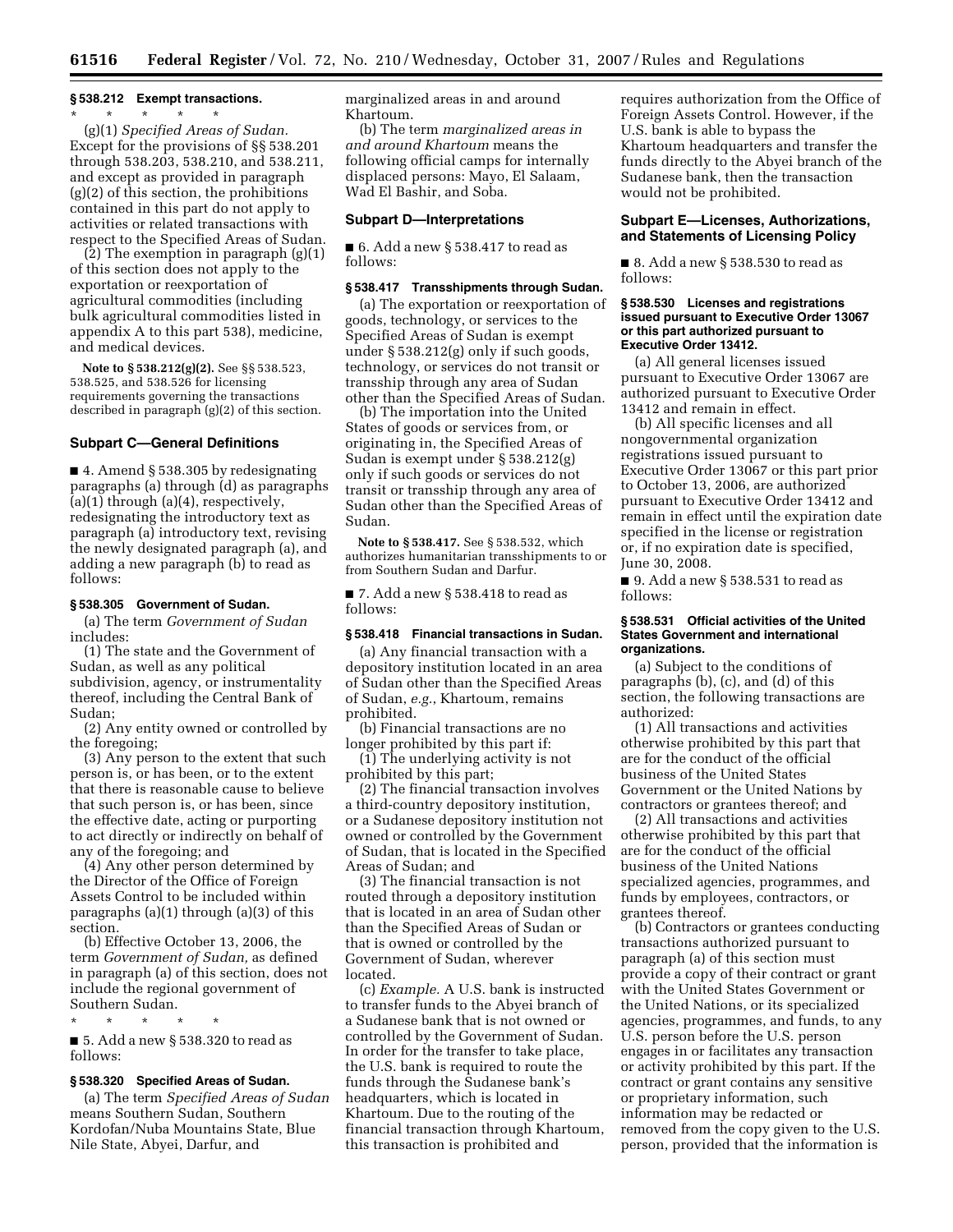### § 538.212 Exempt transactions.

\* \* \* \* \*

(g)(1) *Specified Areas of Sudan.* Except for the provisions of §§ 538.201 through 538.203, 538.210, and 538.211, and except as provided in paragraph (g)(2) of this section, the prohibitions contained in this part do not apply to activities or related transactions with respect to the Specified Areas of Sudan.

(2) The exemption in paragraph (g)(1) of this section does not apply to the exportation or reexportation of agricultural commodities (including bulk agricultural commodities listed in appendix A to this part 538), medicine, and medical devices.

**Note to § 538.212(g)(2).** See §§ 538.523, 538.525, and 538.526 for licensing requirements governing the transactions described in paragraph (g)(2) of this section.

## Subpart C—General Definitions

■ 4. Amend § 538.305 by redesignating paragraphs (a) through (d) as paragraphs (a)(1) through (a)(4), respectively, redesignating the introductory text as paragraph (a) introductory text, revising the newly designated paragraph (a), and adding a new paragraph (b) to read as follows:

### § 538.305 Government of Sudan.

(a) The term *Government of Sudan* includes:

(1) The state and the Government of Sudan, as well as any political subdivision, agency, or instrumentality thereof, including the Central Bank of Sudan;

(2) Any entity owned or controlled by the foregoing;

(3) Any person to the extent that such person is, or has been, or to the extent that there is reasonable cause to believe that such person is, or has been, since the effective date, acting or purporting to act directly or indirectly on behalf of any of the foregoing; and

(4) Any other person determined by the Director of the Office of Foreign Assets Control to be included within paragraphs (a)(1) through (a)(3) of this section.

(b) Effective October 13, 2006, the term *Government of Sudan,* as defined in paragraph (a) of this section, does not include the regional government of Southern Sudan.

\* \* \* \* \*

■ 5. Add a new § 538.320 to read as follows:

### § 538.320 Specified Areas of Sudan.

(a) The term *Specified Areas of Sudan* means Southern Sudan, Southern Kordofan/Nuba Mountains State, Blue Nile State, Abyei, Darfur, and marginalized areas in and around Khartoum.

(b) The term *marginalized areas in and around Khartoum* means the following official camps for internally displaced persons: Mayo, El Salaam, Wad El Bashir, and Soba.

## Subpart D—Interpretations

■ 6. Add a new § 538.417 to read as follows:

### § 538.417 Transshipments through Sudan.

(a) The exportation or reexportation of goods, technology, or services to the Specified Areas of Sudan is exempt under § 538.212(g) only if such goods, technology, or services do not transit or transship through any area of Sudan other than the Specified Areas of Sudan.

(b) The importation into the United States of goods or services from, or originating in, the Specified Areas of Sudan is exempt under § 538.212(g) only if such goods or services do not transit or transship through any area of Sudan other than the Specified Areas of Sudan.

**Note to § 538.417.** See § 538.532, which authorizes humanitarian transshipments to or from Southern Sudan and Darfur.

■ 7. Add a new § 538.418 to read as follows:

### § 538.418 Financial transactions in Sudan.

(a) Any financial transaction with a depository institution located in an area of Sudan other than the Specified Areas of Sudan, *e.g.*, Khartoum, remains prohibited.

(b) Financial transactions are no longer prohibited by this part if:

(1) The underlying activity is not prohibited by this part;

(2) The financial transaction involves a third-country depository institution, or a Sudanese depository institution not owned or controlled by the Government of Sudan, that is located in the Specified Areas of Sudan; and

(3) The financial transaction is not routed through a depository institution that is located in an area of Sudan other than the Specified Areas of Sudan or that is owned or controlled by the Government of Sudan, wherever located.

(c) *Example.* A U.S. bank is instructed to transfer funds to the Abyei branch of a Sudanese bank that is not owned or controlled by the Government of Sudan. In order for the transfer to take place, the U.S. bank is required to route the funds through the Sudanese bank's headquarters, which is located in Khartoum. Due to the routing of the financial transaction through Khartoum, this transaction is prohibited and requires authorization from the Office of Foreign Assets Control. However, if the U.S. bank is able to bypass the Khartoum headquarters and transfer the funds directly to the Abyei branch of the Sudanese bank, then the transaction would not be prohibited.

## Subpart E—Licenses, Authorizations, and Statements of Licensing Policy

■ 8. Add a new § 538.530 to read as follows:

### § 538.530 Licenses and registrations issued pursuant to Executive Order 13067 or this part authorized pursuant to Executive Order 13412.

(a) All general licenses issued pursuant to Executive Order 13067 are authorized pursuant to Executive Order 13412 and remain in effect.

(b) All specific licenses and all nongovernmental organization registrations issued pursuant to Executive Order 13067 or this part prior to October 13, 2006, are authorized pursuant to Executive Order 13412 and remain in effect until the expiration date specified in the license or registration or, if no expiration date is specified, June 30, 2008.

■ 9. Add a new § 538.531 to read as follows:

### § 538.531 Official activities of the United States Government and international organizations.

(a) Subject to the conditions of paragraphs (b), (c), and (d) of this section, the following transactions are authorized:

(1) All transactions and activities otherwise prohibited by this part that are for the conduct of the official business of the United States Government or the United Nations by contractors or grantees thereof; and

(2) All transactions and activities otherwise prohibited by this part that are for the conduct of the official business of the United Nations specialized agencies, programmes, and funds by employees, contractors, or grantees thereof.

(b) Contractors or grantees conducting transactions authorized pursuant to paragraph (a) of this section must provide a copy of their contract or grant with the United States Government or the United Nations, or its specialized agencies, programmes, and funds, to any U.S. person before the U.S. person engages in or facilitates any transaction or activity prohibited by this part. If the contract or grant contains any sensitive or proprietary information, such information may be redacted or removed from the copy given to the U.S. person, provided that the information is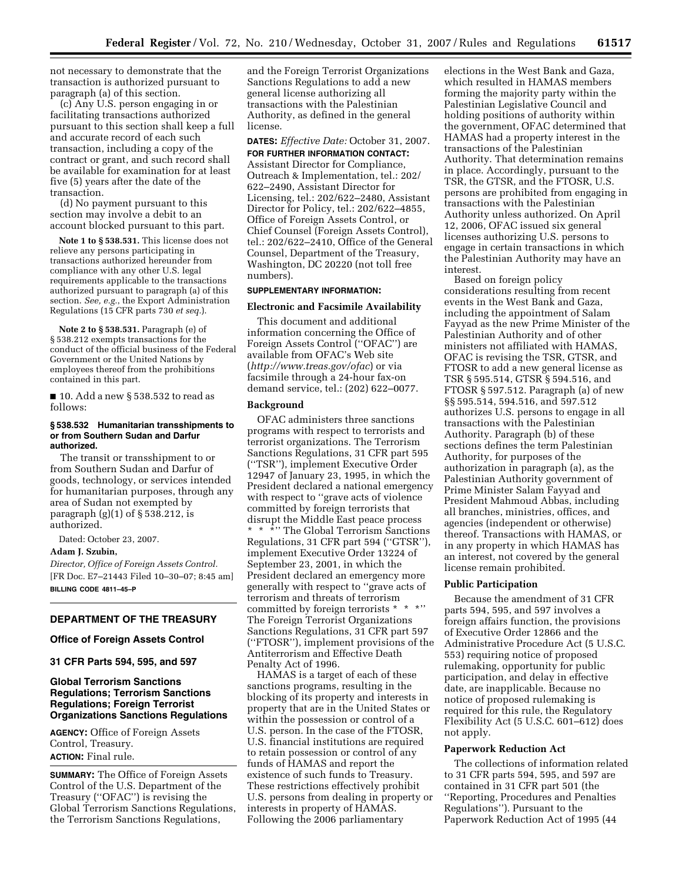not necessary to demonstrate that the transaction is authorized pursuant to paragraph (a) of this section.

(c) Any U.S. person engaging in or facilitating transactions authorized pursuant to this section shall keep a full and accurate record of each such transaction, including a copy of the contract or grant, and such record shall be available for examination for at least five (5) years after the date of the transaction.

(d) No payment pursuant to this section may involve a debit to an account blocked pursuant to this part.

**Note 1 to § 538.531.** This license does not relieve any persons participating in transactions authorized hereunder from compliance with any other U.S. legal requirements applicable to the transactions authorized pursuant to paragraph (a) of this section. *See, e.g.*, the Export Administration Regulations (15 CFR parts 730 *et seq.*).

**Note 2 to § 538.531.** Paragraph (e) of § 538.212 exempts transactions for the conduct of the official business of the Federal Government or the United Nations by employees thereof from the prohibitions contained in this part.

■ 10. Add a new § 538.532 to read as follows:

**§ 538.532 Humanitarian transshipments to or from Southern Sudan and Darfur authorized.**

The transit or transshipment to or from Southern Sudan and Darfur of goods, technology, or services intended for humanitarian purposes, through any area of Sudan not exempted by paragraph (g)(1) of § 538.212, is authorized.

Dated: October 23, 2007.

**Adam J. Szubin,**

*Director, Office of Foreign Assets Control.*

[FR Doc. E7–21443 Filed 10–30–07; 8:45 am]

**BILLING CODE 4811–45–P**

## DEPARTMENT OF THE TREASURY

### Office of Foreign Assets Control

### 31 CFR Parts 594, 595, and 597

### Global Terrorism Sanctions Regulations; Terrorism Sanctions Regulations; Foreign Terrorist Organizations Sanctions Regulations

**AGENCY:** Office of Foreign Assets Control, Treasury.

**ACTION:** Final rule.

**SUMMARY:** The Office of Foreign Assets Control of the U.S. Department of the Treasury (''OFAC'') is revising the Global Terrorism Sanctions Regulations, the Terrorism Sanctions Regulations, and the Foreign Terrorist Organizations Sanctions Regulations to add a new general license authorizing all transactions with the Palestinian Authority, as defined in the general license.

**DATES:** *Effective Date:* October 31, 2007.

**FOR FURTHER INFORMATION CONTACT:** Assistant Director for Compliance, Outreach & Implementation, tel.: 202/622–2490, Assistant Director for Licensing, tel.: 202/622–2480, Assistant Director for Policy, tel.: 202/622–4855, Office of Foreign Assets Control, or Chief Counsel (Foreign Assets Control), tel.: 202/622–2410, Office of the General Counsel, Department of the Treasury, Washington, DC 20220 (not toll free numbers).

**SUPPLEMENTARY INFORMATION:**

#### Electronic and Facsimile Availability

This document and additional information concerning the Office of Foreign Assets Control (''OFAC'') are available from OFAC's Web site (*http://www.treas.gov/ofac*) or via facsimile through a 24-hour fax-on demand service, tel.: (202) 622–0077.

#### Background

OFAC administers three sanctions programs with respect to terrorists and terrorist organizations. The Terrorism Sanctions Regulations, 31 CFR part 595 (''TSR''), implement Executive Order 12947 of January 23, 1995, in which the President declared a national emergency with respect to ''grave acts of violence committed by foreign terrorists that disrupt the Middle East peace process * * *'' The Global Terrorism Sanctions Regulations, 31 CFR part 594 (''GTSR''), implement Executive Order 13224 of September 23, 2001, in which the President declared an emergency more generally with respect to ''grave acts of terrorism and threats of terrorism committed by foreign terrorists * * *'' The Foreign Terrorist Organizations Sanctions Regulations, 31 CFR part 597 (''FTOSR''), implement provisions of the Antiterrorism and Effective Death Penalty Act of 1996.

HAMAS is a target of each of these sanctions programs, resulting in the blocking of its property and interests in property that are in the United States or within the possession or control of a U.S. person. In the case of the FTOSR, U.S. financial institutions are required to retain possession or control of any funds of HAMAS and report the existence of such funds to Treasury. These restrictions effectively prohibit U.S. persons from dealing in property or interests in property of HAMAS. Following the 2006 parliamentary elections in the West Bank and Gaza, which resulted in HAMAS members forming the majority party within the Palestinian Legislative Council and holding positions of authority within the government, OFAC determined that HAMAS had a property interest in the transactions of the Palestinian Authority. That determination remains in place. Accordingly, pursuant to the TSR, the GTSR, and the FTOSR, U.S. persons are prohibited from engaging in transactions with the Palestinian Authority unless authorized. On April 12, 2006, OFAC issued six general licenses authorizing U.S. persons to engage in certain transactions in which the Palestinian Authority may have an interest.

Based on foreign policy considerations resulting from recent events in the West Bank and Gaza, including the appointment of Salam Fayyad as the new Prime Minister of the Palestinian Authority and of other ministers not affiliated with HAMAS, OFAC is revising the TSR, GTSR, and FTOSR to add a new general license as TSR § 595.514, GTSR § 594.516, and FTOSR § 597.512. Paragraph (a) of new §§ 595.514, 594.516, and 597.512 authorizes U.S. persons to engage in all transactions with the Palestinian Authority. Paragraph (b) of these sections defines the term Palestinian Authority, for purposes of the authorization in paragraph (a), as the Palestinian Authority government of Prime Minister Salam Fayyad and President Mahmoud Abbas, including all branches, ministries, offices, and agencies (independent or otherwise) thereof. Transactions with HAMAS, or in any property in which HAMAS has an interest, not covered by the general license remain prohibited.

#### Public Participation

Because the amendment of 31 CFR parts 594, 595, and 597 involves a foreign affairs function, the provisions of Executive Order 12866 and the Administrative Procedure Act (5 U.S.C. 553) requiring notice of proposed rulemaking, opportunity for public participation, and delay in effective date, are inapplicable. Because no notice of proposed rulemaking is required for this rule, the Regulatory Flexibility Act (5 U.S.C. 601–612) does not apply.

#### Paperwork Reduction Act

The collections of information related to 31 CFR parts 594, 595, and 597 are contained in 31 CFR part 501 (the ''Reporting, Procedures and Penalties Regulations''). Pursuant to the Paperwork Reduction Act of 1995 (44